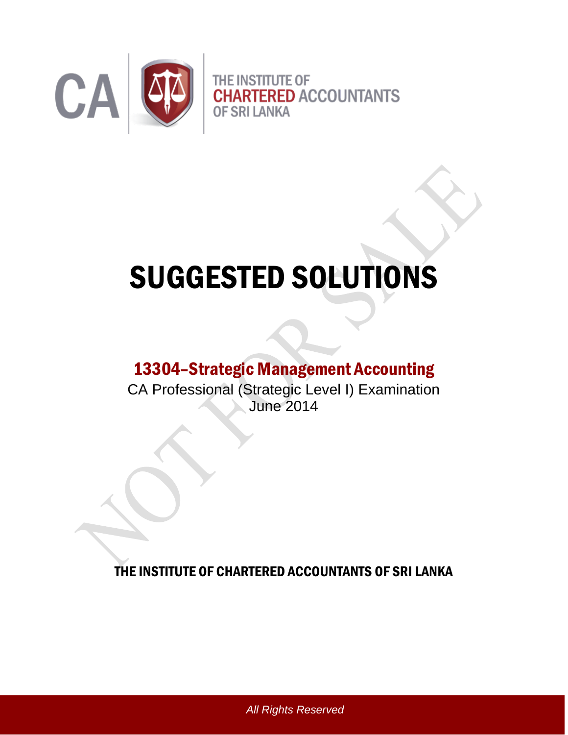CA | THE INSTITUTE OF CHARTERED ACCOUNTANTS OF SRI LANKA

# SUGGESTED SOLUTIONS

## 13304–Strategic Management Accounting

CA Professional (Strategic Level I) Examination
June 2014

**THE INSTITUTE OF CHARTERED ACCOUNTANTS OF SRI LANKA**

*All Rights Reserved*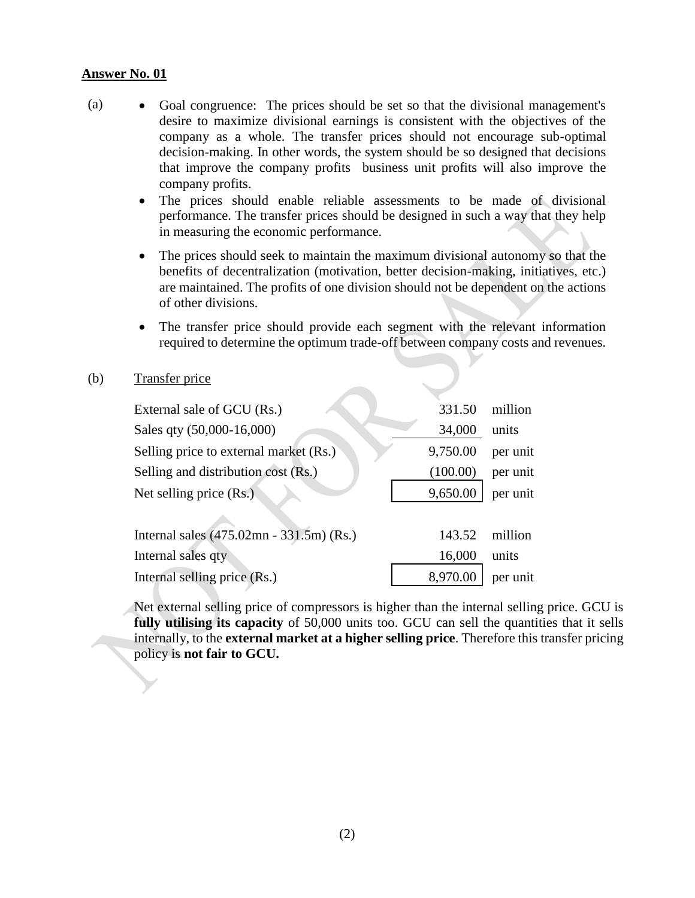**Answer No. 01**

(a)

- Goal congruence: The prices should be set so that the divisional management's desire to maximize divisional earnings is consistent with the objectives of the company as a whole. The transfer prices should not encourage sub-optimal decision-making. In other words, the system should be so designed that decisions that improve the company profits business unit profits will also improve the company profits.
- The prices should enable reliable assessments to be made of divisional performance. The transfer prices should be designed in such a way that they help in measuring the economic performance.
- The prices should seek to maintain the maximum divisional autonomy so that the benefits of decentralization (motivation, better decision-making, initiatives, etc.) are maintained. The profits of one division should not be dependent on the actions of other divisions.
- The transfer price should provide each segment with the relevant information required to determine the optimum trade-off between company costs and revenues.

(b) Transfer price

| | | |
|---|---|---|
| External sale of GCU (Rs.) | 331.50 | million |
| Sales qty (50,000-16,000) | 34,000 | units |
| Selling price to external market (Rs.) | 9,750.00 | per unit |
| Selling and distribution cost (Rs.) | (100.00) | per unit |
| Net selling price (Rs.) | 9,650.00 | per unit |
| | | |
| Internal sales (475.02mn - 331.5m) (Rs.) | 143.52 | million |
| Internal sales qty | 16,000 | units |
| Internal selling price (Rs.) | 8,970.00 | per unit |

Net external selling price of compressors is higher than the internal selling price. GCU is **fully utilising its capacity** of 50,000 units too. GCU can sell the quantities that it sells internally, to the **external market at a higher selling price**. Therefore this transfer pricing policy is **not fair to GCU.**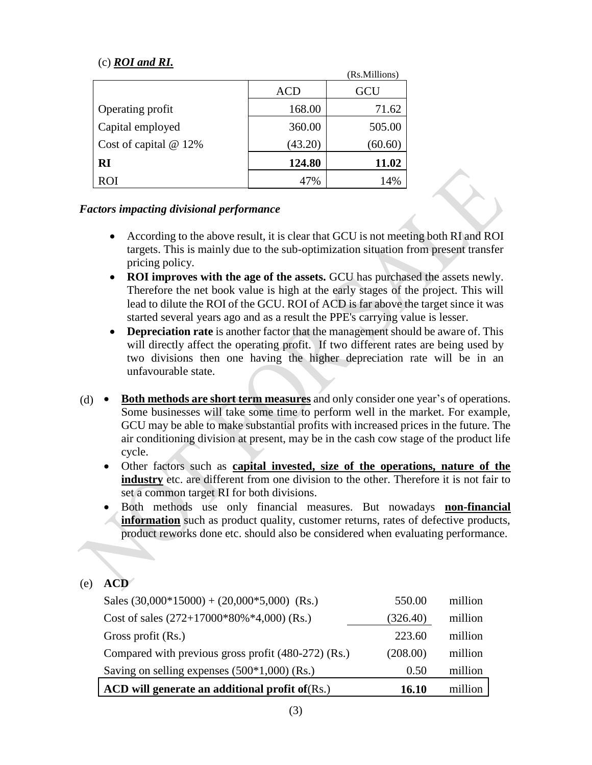(c) ***ROI and RI.***

(Rs.Millions)

| | ACD | GCU |
|---|---|---|
| Operating profit | 168.00 | 71.62 |
| Capital employed | 360.00 | 505.00 |
| Cost of capital @ 12% | (43.20) | (60.60) |
| **RI** | **124.80** | **11.02** |
| ROI | 47% | 14% |

***Factors impacting divisional performance***

- According to the above result, it is clear that GCU is not meeting both RI and ROI targets. This is mainly due to the sub-optimization situation from present transfer pricing policy.
- **ROI improves with the age of the assets.** GCU has purchased the assets newly. Therefore the net book value is high at the early stages of the project. This will lead to dilute the ROI of the GCU. ROI of ACD is far above the target since it was started several years ago and as a result the PPE's carrying value is lesser.
- **Depreciation rate** is another factor that the management should be aware of. This will directly affect the operating profit. If two different rates are being used by two divisions then one having the higher depreciation rate will be in an unfavourable state.

(d)

- **Both methods are short term measures** and only consider one year's of operations. Some businesses will take some time to perform well in the market. For example, GCU may be able to make substantial profits with increased prices in the future. The air conditioning division at present, may be in the cash cow stage of the product life cycle.
- Other factors such as **capital invested, size of the operations, nature of the industry** etc. are different from one division to the other. Therefore it is not fair to set a common target RI for both divisions.
- Both methods use only financial measures. But nowadays **non-financial information** such as product quality, customer returns, rates of defective products, product reworks done etc. should also be considered when evaluating performance.

(e) **ACD**

| | | |
|---|---|---|
| Sales (30,000*15000) + (20,000*5,000) (Rs.) | 550.00 | million |
| Cost of sales (272+17000*80%*4,000) (Rs.) | (326.40) | million |
| Gross profit (Rs.) | 223.60 | million |
| Compared with previous gross profit (480-272) (Rs.) | (208.00) | million |
| Saving on selling expenses (500*1,000) (Rs.) | 0.50 | million |
| **ACD will generate an additional profit of**(Rs.) | **16.10** | million |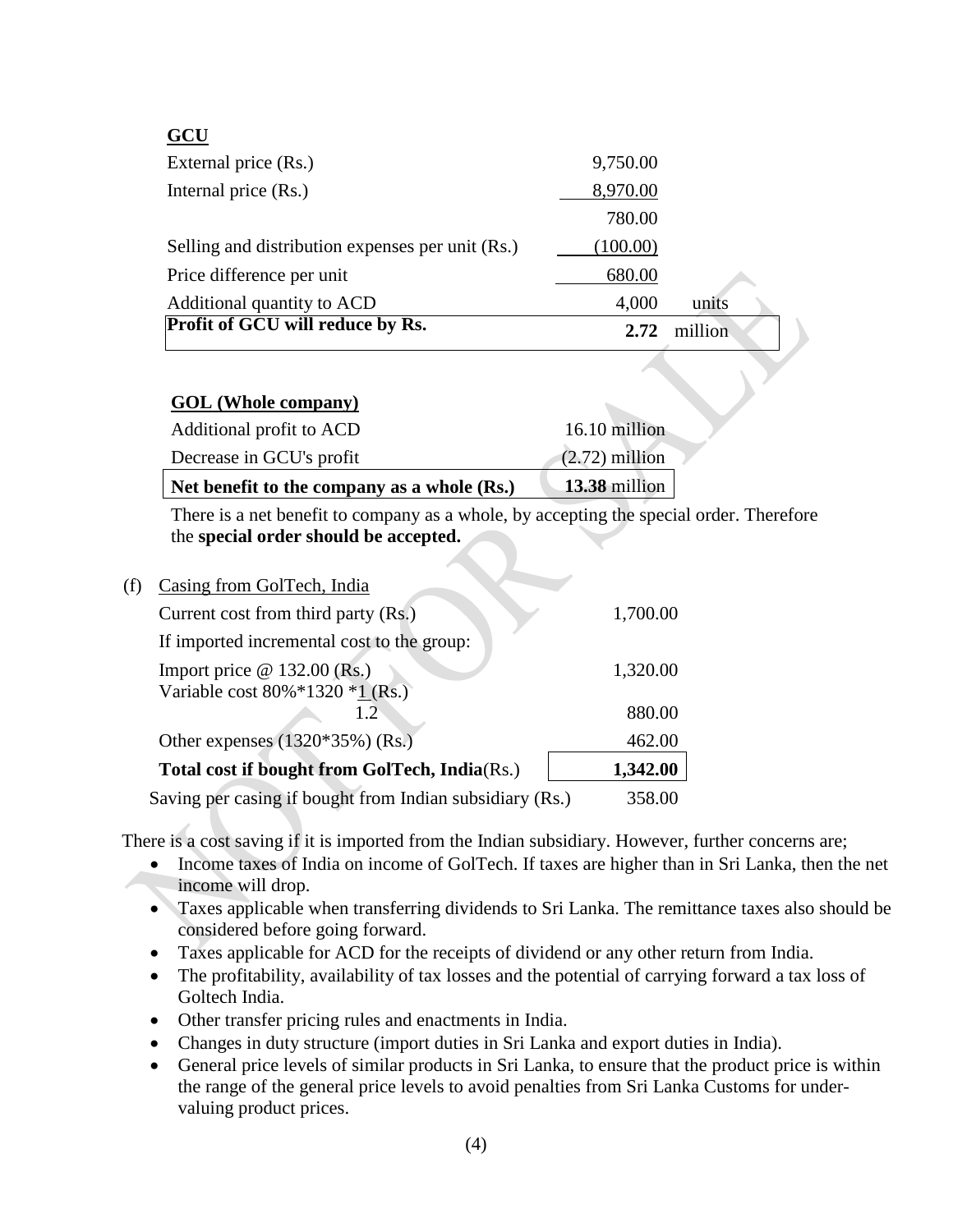**GCU**

| | | |
|---|---|---|
| External price (Rs.) | 9,750.00 | |
| Internal price (Rs.) | 8,970.00 | |
| | 780.00 | |
| Selling and distribution expenses per unit (Rs.) | (100.00) | |
| Price difference per unit | 680.00 | |
| Additional quantity to ACD | 4,000 | units |
| **Profit of GCU will reduce by Rs.** | **2.72** | million |

**GOL (Whole company)**

| | |
|---|---|
| Additional profit to ACD | 16.10 million |
| Decrease in GCU's profit | (2.72) million |
| **Net benefit to the company as a whole (Rs.)** | **13.38** million |

There is a net benefit to company as a whole, by accepting the special order. Therefore the **special order should be accepted.**

(f) Casing from GolTech, India

| | |
|---|---|
| Current cost from third party (Rs.) | 1,700.00 |
| If imported incremental cost to the group: | |
| Import price @ 132.00 (Rs.) | 1,320.00 |
| Variable cost 80%*1320 *$\frac{1}{1.2}$ (Rs.) | 880.00 |
| Other expenses (1320*35%) (Rs.) | 462.00 |
| **Total cost if bought from GolTech, India**(Rs.) | **1,342.00** |
| Saving per casing if bought from Indian subsidiary (Rs.) | 358.00 |

There is a cost saving if it is imported from the Indian subsidiary. However, further concerns are;

- Income taxes of India on income of GolTech. If taxes are higher than in Sri Lanka, then the net income will drop.
- Taxes applicable when transferring dividends to Sri Lanka. The remittance taxes also should be considered before going forward.
- Taxes applicable for ACD for the receipts of dividend or any other return from India.
- The profitability, availability of tax losses and the potential of carrying forward a tax loss of Goltech India.
- Other transfer pricing rules and enactments in India.
- Changes in duty structure (import duties in Sri Lanka and export duties in India).
- General price levels of similar products in Sri Lanka, to ensure that the product price is within the range of the general price levels to avoid penalties from Sri Lanka Customs for under-valuing product prices.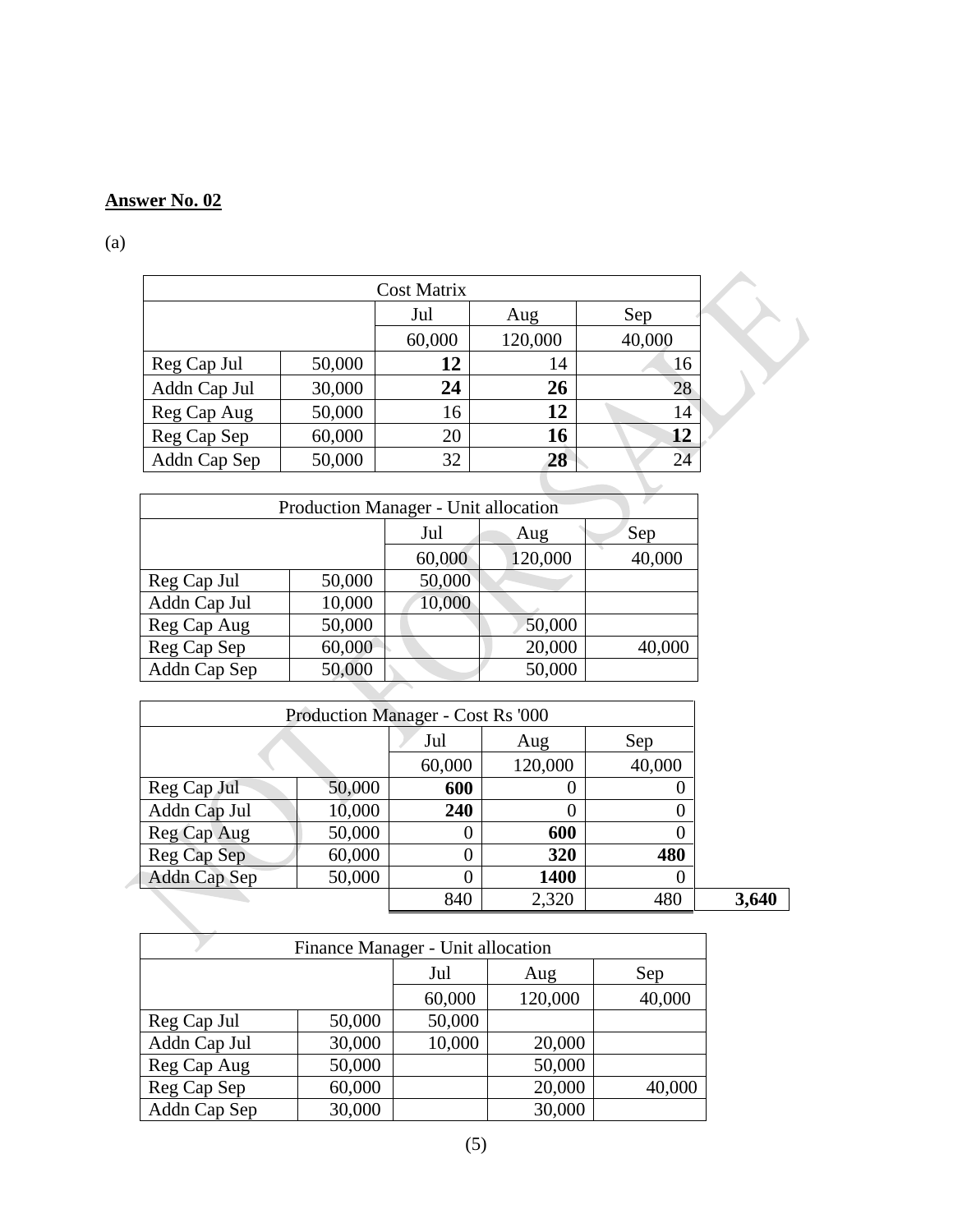**Answer No. 02**

(a)

| Cost Matrix | | | | |
|---|---|---|---|---|
| | | Jul | Aug | Sep |
| | | 60,000 | 120,000 | 40,000 |
| Reg Cap Jul | 50,000 | **12** | 14 | 16 |
| Addn Cap Jul | 30,000 | **24** | **26** | 28 |
| Reg Cap Aug | 50,000 | 16 | **12** | 14 |
| Reg Cap Sep | 60,000 | 20 | **16** | **12** |
| Addn Cap Sep | 50,000 | 32 | **28** | 24 |

| Production Manager - Unit allocation | | | | |
|---|---|---|---|---|
| | | Jul | Aug | Sep |
| | | 60,000 | 120,000 | 40,000 |
| Reg Cap Jul | 50,000 | 50,000 | | |
| Addn Cap Jul | 10,000 | 10,000 | | |
| Reg Cap Aug | 50,000 | | 50,000 | |
| Reg Cap Sep | 60,000 | | 20,000 | 40,000 |
| Addn Cap Sep | 50,000 | | 50,000 | |

| Production Manager - Cost Rs '000 | | | | | |
|---|---|---|---|---|---|
| | | Jul | Aug | Sep | |
| | | 60,000 | 120,000 | 40,000 | |
| Reg Cap Jul | 50,000 | **600** | 0 | 0 | |
| Addn Cap Jul | 10,000 | **240** | 0 | 0 | |
| Reg Cap Aug | 50,000 | 0 | **600** | 0 | |
| Reg Cap Sep | 60,000 | 0 | **320** | **480** | |
| Addn Cap Sep | 50,000 | 0 | **1400** | 0 | |
| | | 840 | 2,320 | 480 | **3,640** |

| Finance Manager - Unit allocation | | | | |
|---|---|---|---|---|
| | | Jul | Aug | Sep |
| | | 60,000 | 120,000 | 40,000 |
| Reg Cap Jul | 50,000 | 50,000 | | |
| Addn Cap Jul | 30,000 | 10,000 | 20,000 | |
| Reg Cap Aug | 50,000 | | 50,000 | |
| Reg Cap Sep | 60,000 | | 20,000 | 40,000 |
| Addn Cap Sep | 30,000 | | 30,000 | |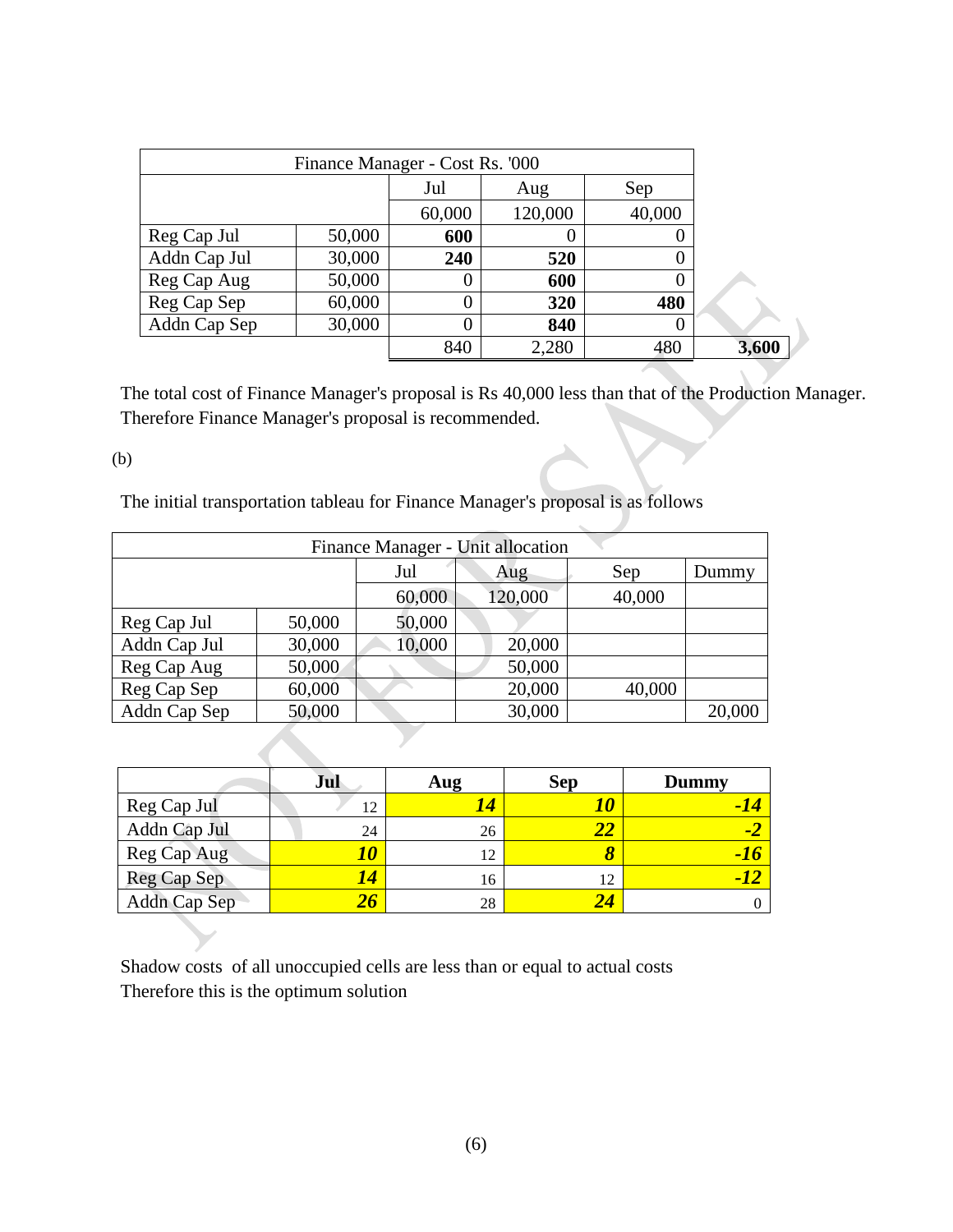| Finance Manager - Cost Rs. '000 | | | | | |
|---|---|---|---|---|---|
| | | Jul | Aug | Sep | |
| | | 60,000 | 120,000 | 40,000 | |
| Reg Cap Jul | 50,000 | **600** | 0 | 0 | |
| Addn Cap Jul | 30,000 | **240** | **520** | 0 | |
| Reg Cap Aug | 50,000 | 0 | **600** | 0 | |
| Reg Cap Sep | 60,000 | 0 | **320** | **480** | |
| Addn Cap Sep | 30,000 | 0 | **840** | 0 | |
| | | 840 | 2,280 | 480 | **3,600** |

The total cost of Finance Manager's proposal is Rs 40,000 less than that of the Production Manager. Therefore Finance Manager's proposal is recommended.

(b)

The initial transportation tableau for Finance Manager's proposal is as follows

| Finance Manager - Unit allocation | | | | | |
|---|---|---|---|---|---|
| | | Jul | Aug | Sep | Dummy |
| | | 60,000 | 120,000 | 40,000 | |
| Reg Cap Jul | 50,000 | 50,000 | | | |
| Addn Cap Jul | 30,000 | 10,000 | 20,000 | | |
| Reg Cap Aug | 50,000 | | 50,000 | | |
| Reg Cap Sep | 60,000 | | 20,000 | 40,000 | |
| Addn Cap Sep | 50,000 | | 30,000 | | 20,000 |

| | **Jul** | **Aug** | **Sep** | **Dummy** |
|---|---|---|---|---|
| Reg Cap Jul | 12 | ***14*** | ***10*** | ***-14*** |
| Addn Cap Jul | 24 | 26 | ***22*** | ***-2*** |
| Reg Cap Aug | ***10*** | 12 | ***8*** | ***-16*** |
| Reg Cap Sep | ***14*** | 16 | 12 | ***-12*** |
| Addn Cap Sep | ***26*** | 28 | ***24*** | 0 |

Shadow costs of all unoccupied cells are less than or equal to actual costs
Therefore this is the optimum solution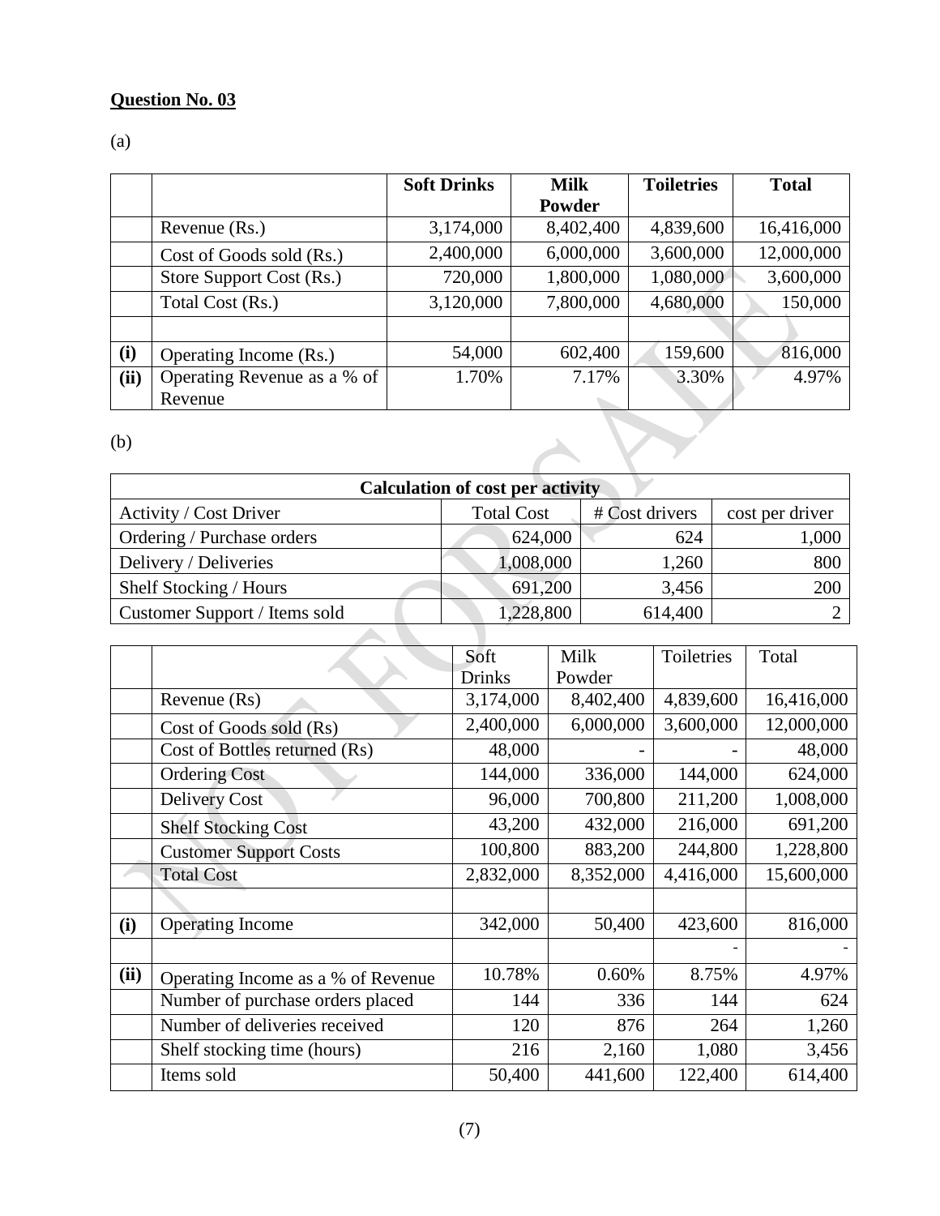**Question No. 03**

(a)

| | | Soft Drinks | Milk Powder | Toiletries | Total |
|---|---|---|---|---|---|
| | Revenue (Rs.) | 3,174,000 | 8,402,400 | 4,839,600 | 16,416,000 |
| | Cost of Goods sold (Rs.) | 2,400,000 | 6,000,000 | 3,600,000 | 12,000,000 |
| | Store Support Cost (Rs.) | 720,000 | 1,800,000 | 1,080,000 | 3,600,000 |
| | Total Cost (Rs.) | 3,120,000 | 7,800,000 | 4,680,000 | 150,000 |
| | | | | | |
| **(i)** | Operating Income (Rs.) | 54,000 | 602,400 | 159,600 | 816,000 |
| **(ii)** | Operating Revenue as a % of Revenue | 1.70% | 7.17% | 3.30% | 4.97% |

(b)

| Calculation of cost per activity | | | |
|---|---|---|---|
| Activity / Cost Driver | Total Cost | # Cost drivers | cost per driver |
| Ordering / Purchase orders | 624,000 | 624 | 1,000 |
| Delivery / Deliveries | 1,008,000 | 1,260 | 800 |
| Shelf Stocking / Hours | 691,200 | 3,456 | 200 |
| Customer Support / Items sold | 1,228,800 | 614,400 | 2 |

| | | Soft Drinks | Milk Powder | Toiletries | Total |
|---|---|---|---|---|---|
| | Revenue (Rs) | 3,174,000 | 8,402,400 | 4,839,600 | 16,416,000 |
| | Cost of Goods sold (Rs) | 2,400,000 | 6,000,000 | 3,600,000 | 12,000,000 |
| | Cost of Bottles returned (Rs) | 48,000 | - | - | 48,000 |
| | Ordering Cost | 144,000 | 336,000 | 144,000 | 624,000 |
| | Delivery Cost | 96,000 | 700,800 | 211,200 | 1,008,000 |
| | Shelf Stocking Cost | 43,200 | 432,000 | 216,000 | 691,200 |
| | Customer Support Costs | 100,800 | 883,200 | 244,800 | 1,228,800 |
| | Total Cost | 2,832,000 | 8,352,000 | 4,416,000 | 15,600,000 |
| | | | | | |
| **(i)** | Operating Income | 342,000 | 50,400 | 423,600 | 816,000 |
| | | | | - | - |
| **(ii)** | Operating Income as a % of Revenue | 10.78% | 0.60% | 8.75% | 4.97% |
| | Number of purchase orders placed | 144 | 336 | 144 | 624 |
| | Number of deliveries received | 120 | 876 | 264 | 1,260 |
| | Shelf stocking time (hours) | 216 | 2,160 | 1,080 | 3,456 |
| | Items sold | 50,400 | 441,600 | 122,400 | 614,400 |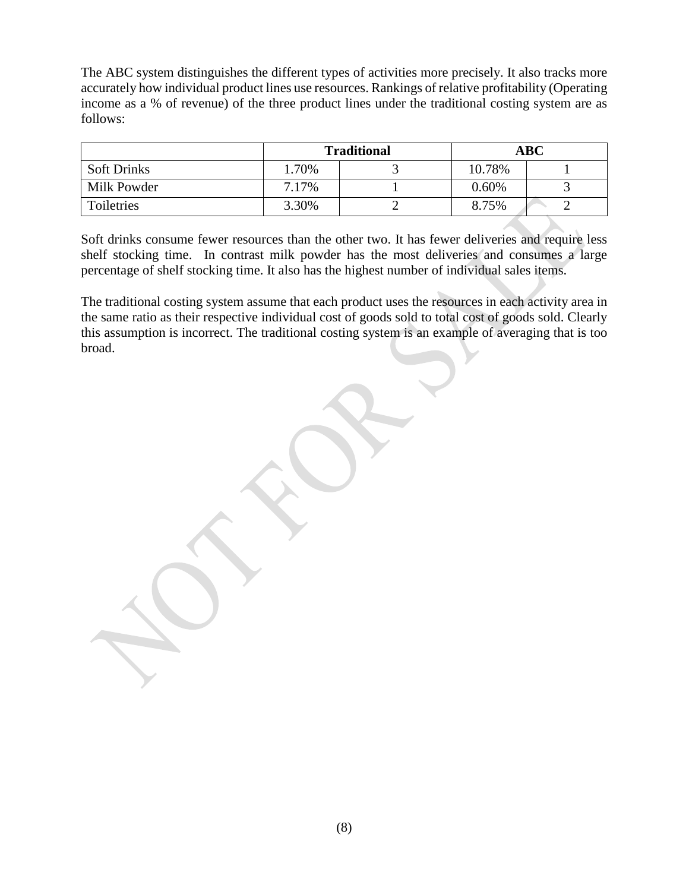The ABC system distinguishes the different types of activities more precisely. It also tracks more accurately how individual product lines use resources. Rankings of relative profitability (Operating income as a % of revenue) of the three product lines under the traditional costing system are as follows:

| | Traditional | | ABC | |
|---|---|---|---|---|
| Soft Drinks | 1.70% | 3 | 10.78% | 1 |
| Milk Powder | 7.17% | 1 | 0.60% | 3 |
| Toiletries | 3.30% | 2 | 8.75% | 2 |

Soft drinks consume fewer resources than the other two. It has fewer deliveries and require less shelf stocking time. In contrast milk powder has the most deliveries and consumes a large percentage of shelf stocking time. It also has the highest number of individual sales items.

The traditional costing system assume that each product uses the resources in each activity area in the same ratio as their respective individual cost of goods sold to total cost of goods sold. Clearly this assumption is incorrect. The traditional costing system is an example of averaging that is too broad.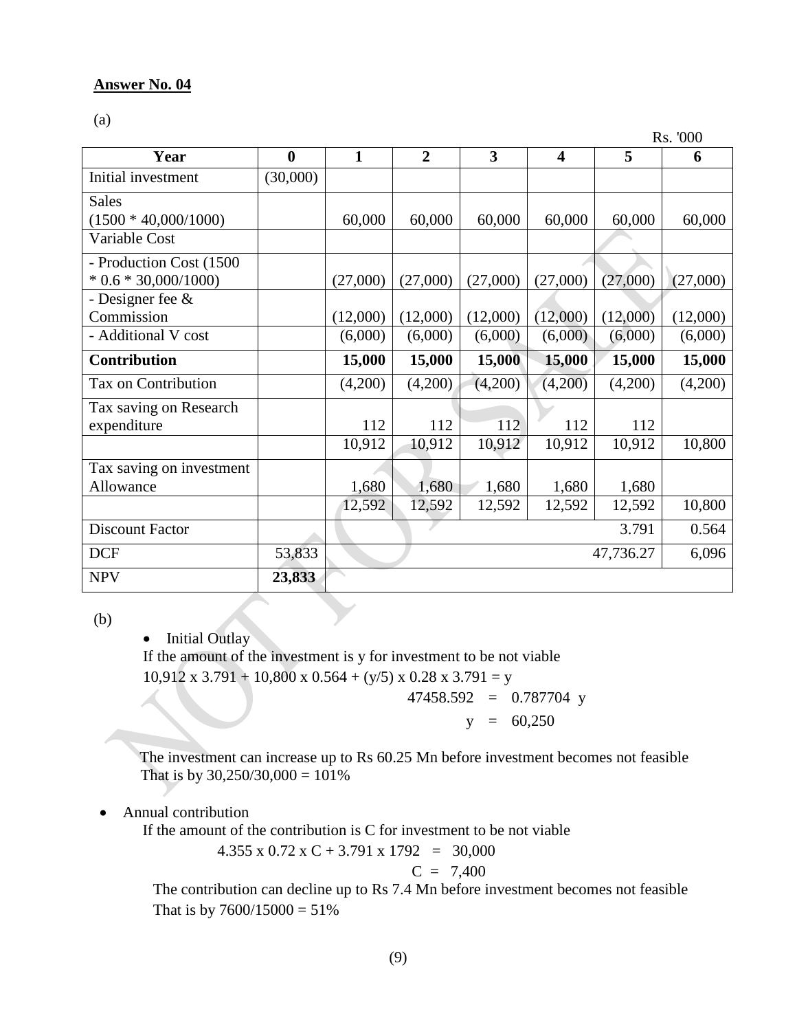**Answer No. 04**

(a)

Rs. '000

| Year | 0 | 1 | 2 | 3 | 4 | 5 | 6 |
|---|---|---|---|---|---|---|---|
| Initial investment | (30,000) | | | | | | |
| Sales (1500 * 40,000/1000) | | 60,000 | 60,000 | 60,000 | 60,000 | 60,000 | 60,000 |
| Variable Cost | | | | | | | |
| - Production Cost (1500 * 0.6 * 30,000/1000) | | (27,000) | (27,000) | (27,000) | (27,000) | (27,000) | (27,000) |
| - Designer fee & Commission | | (12,000) | (12,000) | (12,000) | (12,000) | (12,000) | (12,000) |
| - Additional V cost | | (6,000) | (6,000) | (6,000) | (6,000) | (6,000) | (6,000) |
| **Contribution** | | **15,000** | **15,000** | **15,000** | **15,000** | **15,000** | **15,000** |
| Tax on Contribution | | (4,200) | (4,200) | (4,200) | (4,200) | (4,200) | (4,200) |
| Tax saving on Research expenditure | | 112 | 112 | 112 | 112 | 112 | |
| | | 10,912 | 10,912 | 10,912 | 10,912 | 10,912 | 10,800 |
| Tax saving on investment Allowance | | 1,680 | 1,680 | 1,680 | 1,680 | 1,680 | |
| | | 12,592 | 12,592 | 12,592 | 12,592 | 12,592 | 10,800 |
| Discount Factor | | | | | | 3.791 | 0.564 |
| DCF | 53,833 | | | | | 47,736.27 | 6,096 |
| NPV | **23,833** | | | | | | |

(b)

- Initial Outlay

If the amount of the investment is y for investment to be not viable

10,912 x 3.791 + 10,800 x 0.564 + (y/5) x 0.28 x 3.791 = y

47458.592 = 0.787704 y

y = 60,250

The investment can increase up to Rs 60.25 Mn before investment becomes not feasible
That is by 30,250/30,000 = 101%

- Annual contribution

If the amount of the contribution is C for investment to be not viable

4.355 x 0.72 x C + 3.791 x 1792 = 30,000

C = 7,400

The contribution can decline up to Rs 7.4 Mn before investment becomes not feasible
That is by 7600/15000 = 51%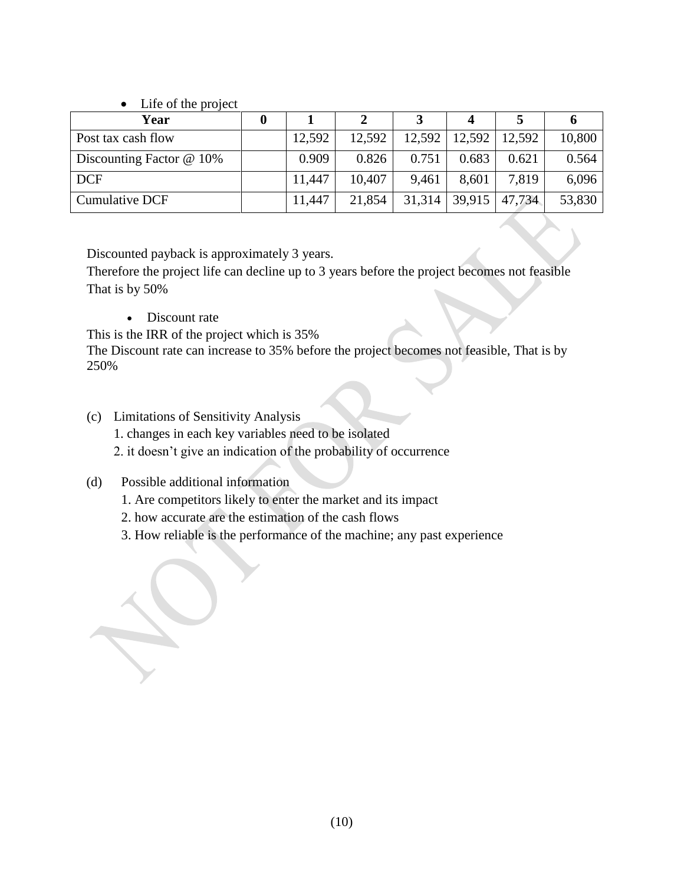- Life of the project

| Year | 0 | 1 | 2 | 3 | 4 | 5 | 6 |
|---|---|---|---|---|---|---|---|
| Post tax cash flow | | 12,592 | 12,592 | 12,592 | 12,592 | 12,592 | 10,800 |
| Discounting Factor @ 10% | | 0.909 | 0.826 | 0.751 | 0.683 | 0.621 | 0.564 |
| DCF | | 11,447 | 10,407 | 9,461 | 8,601 | 7,819 | 6,096 |
| Cumulative DCF | | 11,447 | 21,854 | 31,314 | 39,915 | 47,734 | 53,830 |

Discounted payback is approximately 3 years.
Therefore the project life can decline up to 3 years before the project becomes not feasible
That is by 50%

- Discount rate

This is the IRR of the project which is 35%
The Discount rate can increase to 35% before the project becomes not feasible, That is by 250%

(c) Limitations of Sensitivity Analysis

1. changes in each key variables need to be isolated
2. it doesn't give an indication of the probability of occurrence

(d) Possible additional information

1. Are competitors likely to enter the market and its impact
2. how accurate are the estimation of the cash flows
3. How reliable is the performance of the machine; any past experience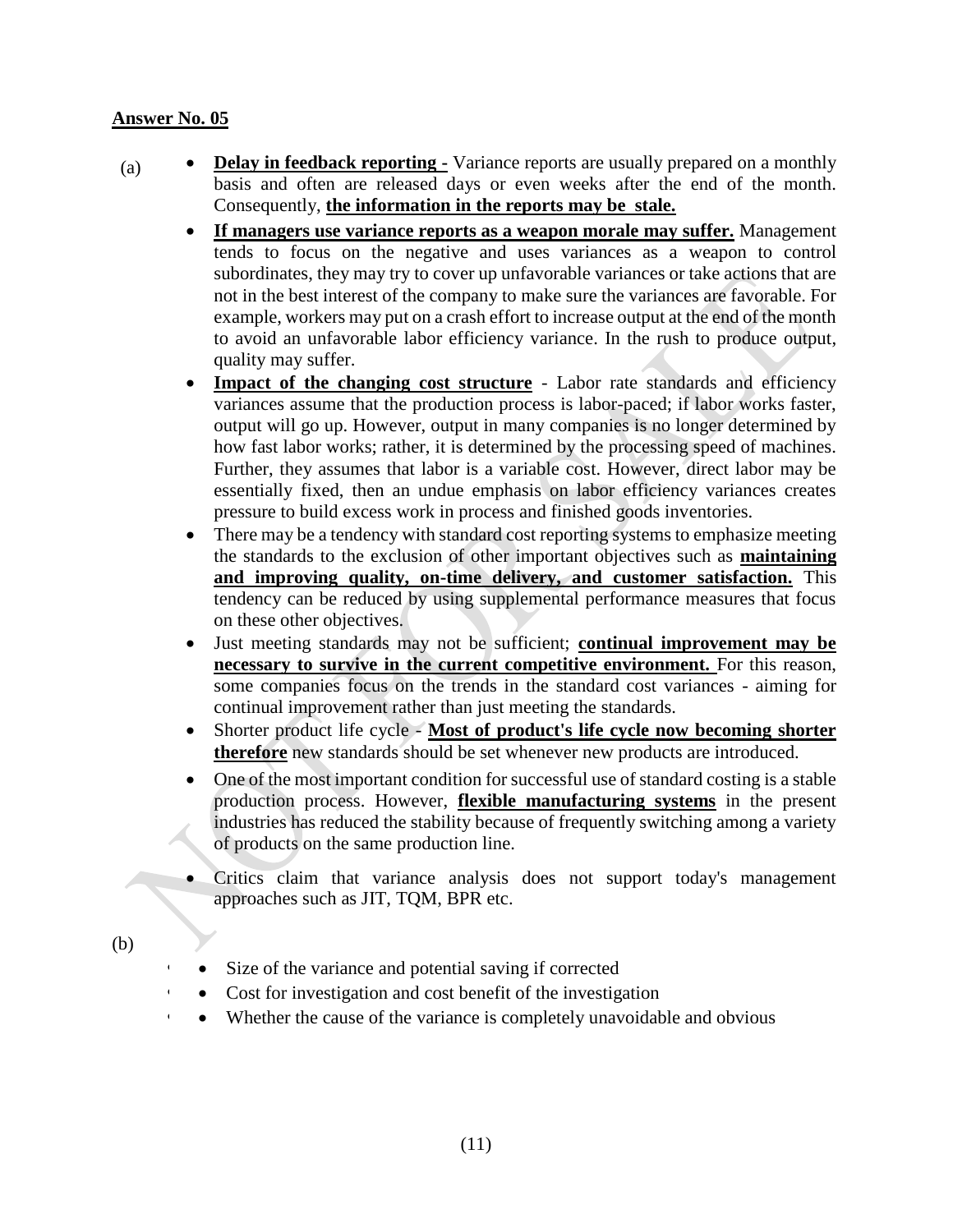**Answer No. 05**

(a)

- **Delay in feedback reporting -** Variance reports are usually prepared on a monthly basis and often are released days or even weeks after the end of the month. Consequently, **the information in the reports may be stale.**
- **If managers use variance reports as a weapon morale may suffer.** Management tends to focus on the negative and uses variances as a weapon to control subordinates, they may try to cover up unfavorable variances or take actions that are not in the best interest of the company to make sure the variances are favorable. For example, workers may put on a crash effort to increase output at the end of the month to avoid an unfavorable labor efficiency variance. In the rush to produce output, quality may suffer.
- **Impact of the changing cost structure** - Labor rate standards and efficiency variances assume that the production process is labor-paced; if labor works faster, output will go up. However, output in many companies is no longer determined by how fast labor works; rather, it is determined by the processing speed of machines. Further, they assumes that labor is a variable cost. However, direct labor may be essentially fixed, then an undue emphasis on labor efficiency variances creates pressure to build excess work in process and finished goods inventories.
- There may be a tendency with standard cost reporting systems to emphasize meeting the standards to the exclusion of other important objectives such as **maintaining and improving quality, on-time delivery, and customer satisfaction.** This tendency can be reduced by using supplemental performance measures that focus on these other objectives.
- Just meeting standards may not be sufficient; **continual improvement may be necessary to survive in the current competitive environment.** For this reason, some companies focus on the trends in the standard cost variances - aiming for continual improvement rather than just meeting the standards.
- Shorter product life cycle - **Most of product's life cycle now becoming shorter therefore** new standards should be set whenever new products are introduced.
- One of the most important condition for successful use of standard costing is a stable production process. However, **flexible manufacturing systems** in the present industries has reduced the stability because of frequently switching among a variety of products on the same production line.
- Critics claim that variance analysis does not support today's management approaches such as JIT, TQM, BPR etc.

(b)

- Size of the variance and potential saving if corrected
- Cost for investigation and cost benefit of the investigation
- Whether the cause of the variance is completely unavoidable and obvious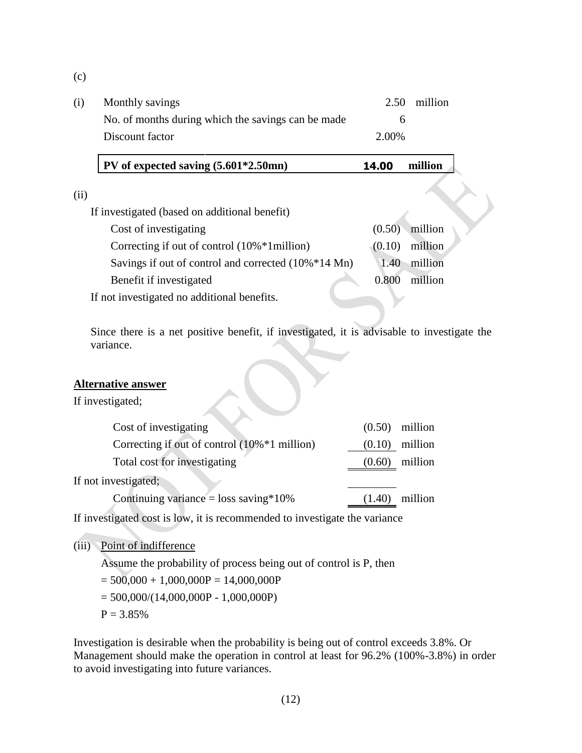(c)

(i)

| | | |
|---|---|---|
| Monthly savings | 2.50 | million |
| No. of months during which the savings can be made | 6 | |
| Discount factor | 2.00% | |
| **PV of expected saving (5.601*2.50mn)** | **14.00** | **million** |

(ii)

If investigated (based on additional benefit)

| | | |
|---|---|---|
| Cost of investigating | (0.50) | million |
| Correcting if out of control (10%*1million) | (0.10) | million |
| Savings if out of control and corrected (10%*14 Mn) | 1.40 | million |
| Benefit if investigated | 0.800 | million |

If not investigated no additional benefits.

Since there is a net positive benefit, if investigated, it is advisable to investigate the variance.

**Alternative answer**

If investigated;

| | | |
|---|---|---|
| Cost of investigating | (0.50) | million |
| Correcting if out of control (10%*1 million) | (0.10) | million |
| Total cost for investigating | (0.60) | million |
| If not investigated; | | |
| Continuing variance = loss saving*10% | (1.40) | million |

If investigated cost is low, it is recommended to investigate the variance

(iii) Point of indifference

Assume the probability of process being out of control is P, then

$= 500{,}000 + 1{,}000{,}000P = 14{,}000{,}000P$

$= 500{,}000/(14{,}000{,}000P - 1{,}000{,}000P)$

$P = 3.85\%$

Investigation is desirable when the probability is being out of control exceeds 3.8%. Or Management should make the operation in control at least for 96.2% (100%-3.8%) in order to avoid investigating into future variances.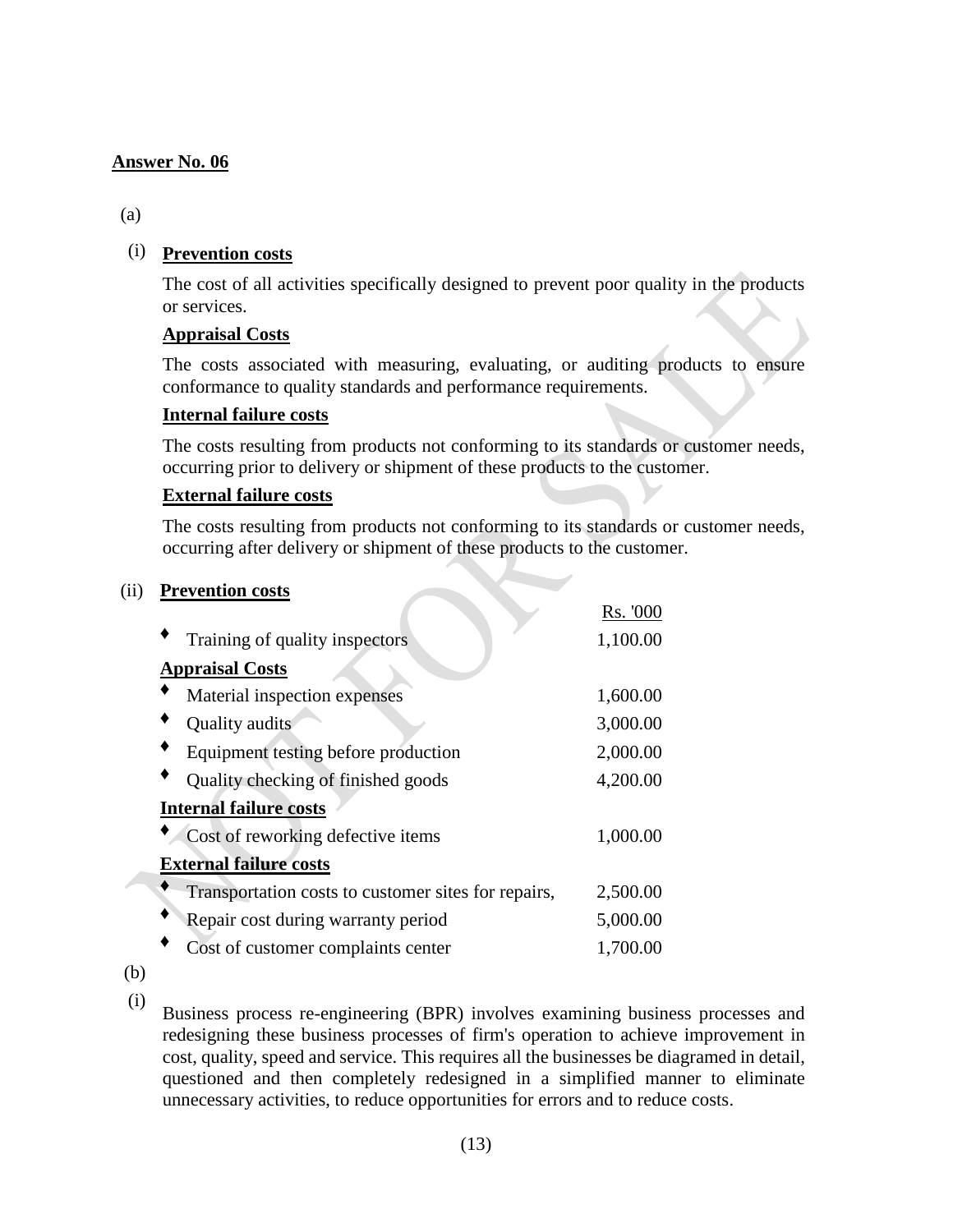**Answer No. 06**

(a)

(i) **Prevention costs**

The cost of all activities specifically designed to prevent poor quality in the products or services.

**Appraisal Costs**

The costs associated with measuring, evaluating, or auditing products to ensure conformance to quality standards and performance requirements.

**Internal failure costs**

The costs resulting from products not conforming to its standards or customer needs, occurring prior to delivery or shipment of these products to the customer.

**External failure costs**

The costs resulting from products not conforming to its standards or customer needs, occurring after delivery or shipment of these products to the customer.

(ii) **Prevention costs**

| | Rs. '000 |
|---|---|
| ♦ Training of quality inspectors | 1,100.00 |
| **Appraisal Costs** | |
| ♦ Material inspection expenses | 1,600.00 |
| ♦ Quality audits | 3,000.00 |
| ♦ Equipment testing before production | 2,000.00 |
| ♦ Quality checking of finished goods | 4,200.00 |
| **Internal failure costs** | |
| ♦ Cost of reworking defective items | 1,000.00 |
| **External failure costs** | |
| ♦ Transportation costs to customer sites for repairs, | 2,500.00 |
| ♦ Repair cost during warranty period | 5,000.00 |
| ♦ Cost of customer complaints center | 1,700.00 |

(b)

(i) Business process re-engineering (BPR) involves examining business processes and redesigning these business processes of firm's operation to achieve improvement in cost, quality, speed and service. This requires all the businesses be diagramed in detail, questioned and then completely redesigned in a simplified manner to eliminate unnecessary activities, to reduce opportunities for errors and to reduce costs.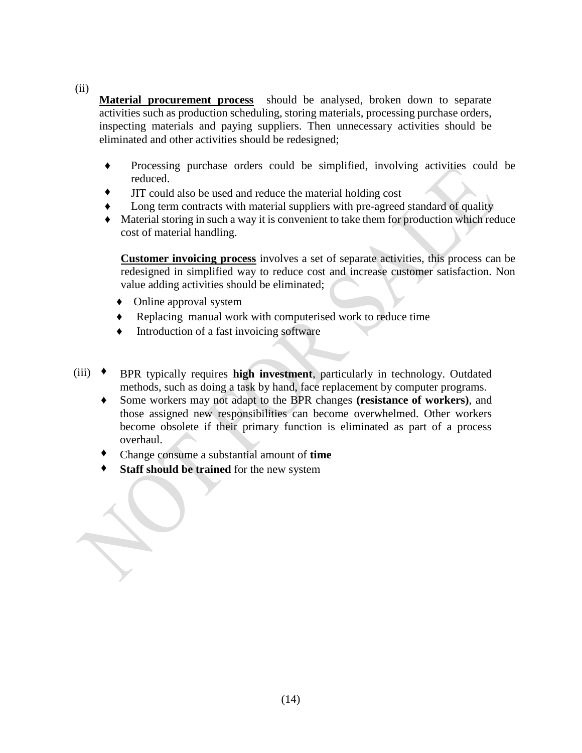(ii)

**Material procurement process** should be analysed, broken down to separate activities such as production scheduling, storing materials, processing purchase orders, inspecting materials and paying suppliers. Then unnecessary activities should be eliminated and other activities should be redesigned;

- ♦ Processing purchase orders could be simplified, involving activities could be reduced.
- ♦ JIT could also be used and reduce the material holding cost
- ♦ Long term contracts with material suppliers with pre-agreed standard of quality
- ♦ Material storing in such a way it is convenient to take them for production which reduce cost of material handling.

**Customer invoicing process** involves a set of separate activities, this process can be redesigned in simplified way to reduce cost and increase customer satisfaction. Non value adding activities should be eliminated;

- ♦ Online approval system
- ♦ Replacing manual work with computerised work to reduce time
- ♦ Introduction of a fast invoicing software

(iii)

- ♦ BPR typically requires **high investment**, particularly in technology. Outdated methods, such as doing a task by hand, face replacement by computer programs.
- ♦ Some workers may not adapt to the BPR changes **(resistance of workers)**, and those assigned new responsibilities can become overwhelmed. Other workers become obsolete if their primary function is eliminated as part of a process overhaul.
- ♦ Change consume a substantial amount of **time**
- ♦ **Staff should be trained** for the new system